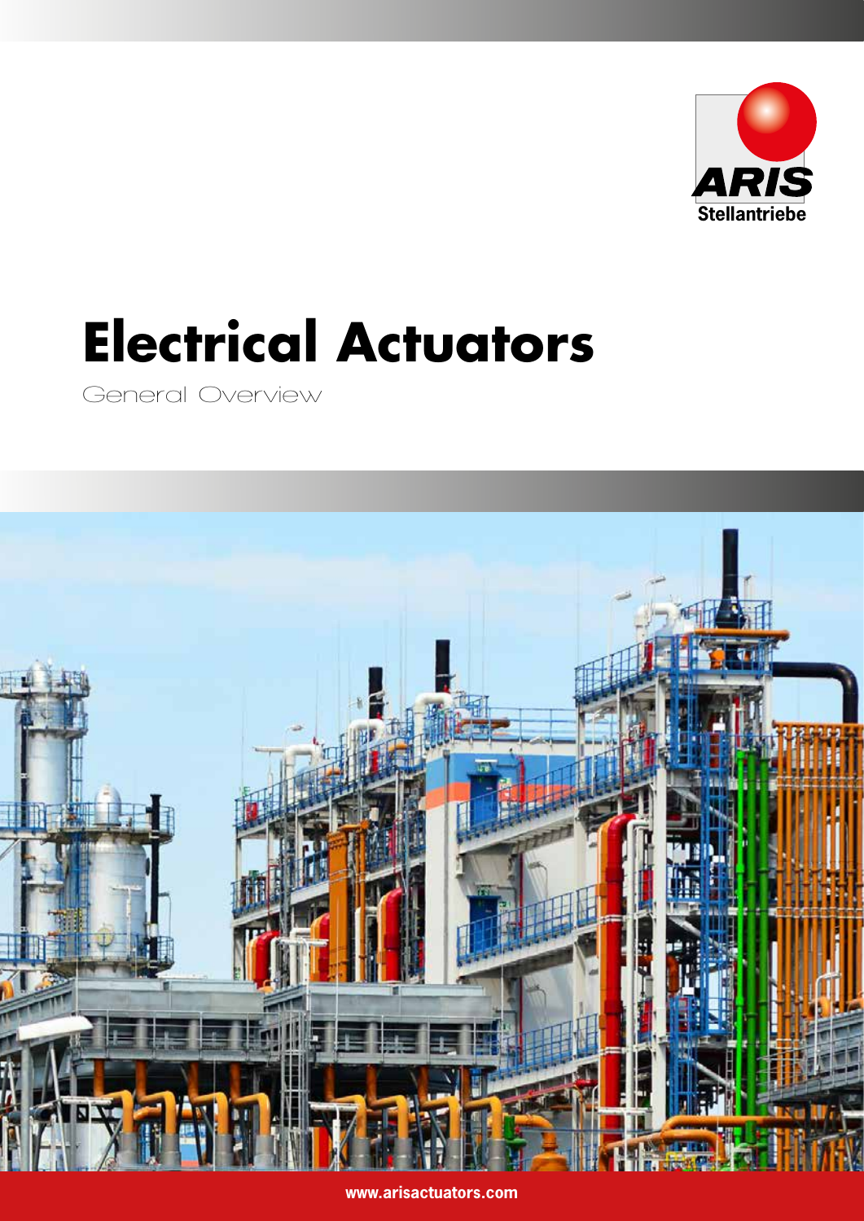ARIS
Stellantriebe

# Electrical Actuators

General Overview

www.arisactuators.com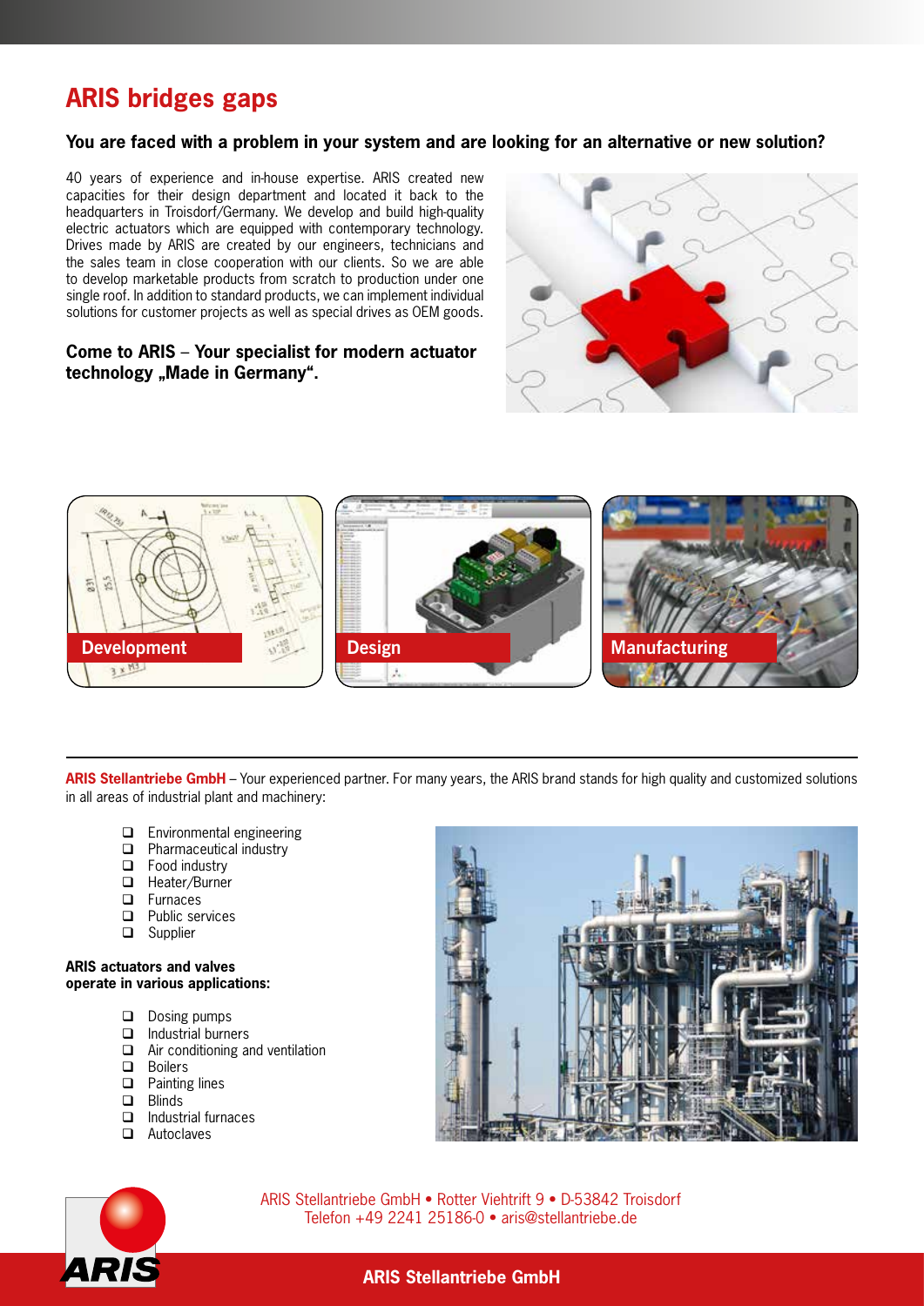# ARIS bridges gaps

**You are faced with a problem in your system and are looking for an alternative or new solution?**

40 years of experience and in-house expertise. ARIS created new capacities for their design department and located it back to the headquarters in Troisdorf/Germany. We develop and build high-quality electric actuators which are equipped with contemporary technology. Drives made by ARIS are created by our engineers, technicians and the sales team in close cooperation with our clients. So we are able to develop marketable products from scratch to production under one single roof. In addition to standard products, we can implement individual solutions for customer projects as well as special drives as OEM goods.

**Come to ARIS – Your specialist for modern actuator technology „Made in Germany“.**

Development

Design

Manufacturing

---

**ARIS Stellantriebe GmbH** – Your experienced partner. For many years, the ARIS brand stands for high quality and customized solutions in all areas of industrial plant and machinery:

- Environmental engineering
- Pharmaceutical industry
- Food industry
- Heater/Burner
- Furnaces
- Public services
- Supplier

**ARIS actuators and valves operate in various applications:**

- Dosing pumps
- Industrial burners
- Air conditioning and ventilation
- Boilers
- Painting lines
- Blinds
- Industrial furnaces
- Autoclaves

ARIS Stellantriebe GmbH • Rotter Viehtrift 9 • D-53842 Troisdorf
Telefon +49 2241 25186-0 • aris@stellantriebe.de

**ARIS Stellantriebe GmbH**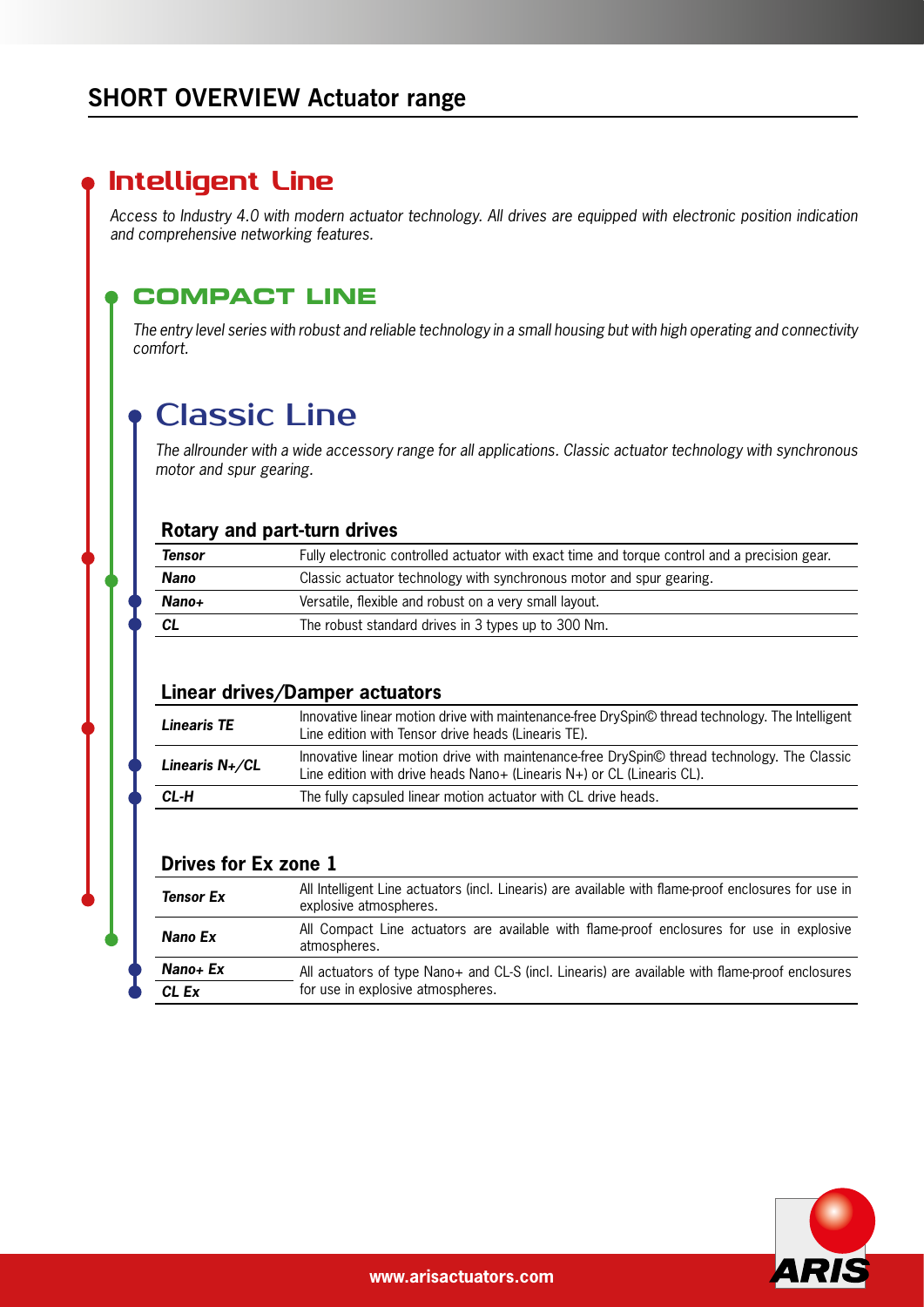# SHORT OVERVIEW Actuator range

## Intelligent Line

*Access to Industry 4.0 with modern actuator technology. All drives are equipped with electronic position indication and comprehensive networking features.*

## COMPACT LINE

*The entry level series with robust and reliable technology in a small housing but with high operating and connectivity comfort.*

## Classic Line

*The allrounder with a wide accessory range for all applications. Classic actuator technology with synchronous motor and spur gearing.*

### Rotary and part-turn drives

| | |
|---|---|
| ***Tensor*** | Fully electronic controlled actuator with exact time and torque control and a precision gear. |
| ***Nano*** | Classic actuator technology with synchronous motor and spur gearing. |
| ***Nano+*** | Versatile, flexible and robust on a very small layout. |
| ***CL*** | The robust standard drives in 3 types up to 300 Nm. |

### Linear drives/Damper actuators

| | |
|---|---|
| ***Linearis TE*** | Innovative linear motion drive with maintenance-free DrySpin© thread technology. The Intelligent Line edition with Tensor drive heads (Linearis TE). |
| ***Linearis N+/CL*** | Innovative linear motion drive with maintenance-free DrySpin© thread technology. The Classic Line edition with drive heads Nano+ (Linearis N+) or CL (Linearis CL). |
| ***CL-H*** | The fully capsuled linear motion actuator with CL drive heads. |

### Drives for Ex zone 1

| | |
|---|---|
| ***Tensor Ex*** | All Intelligent Line actuators (incl. Linearis) are available with flame-proof enclosures for use in explosive atmospheres. |
| ***Nano Ex*** | All Compact Line actuators are available with flame-proof enclosures for use in explosive atmospheres. |
| ***Nano+ Ex*** | All actuators of type Nano+ and CL-S (incl. Linearis) are available with flame-proof enclosures for use in explosive atmospheres. |
| ***CL Ex*** | |

www.arisactuators.com

ARIS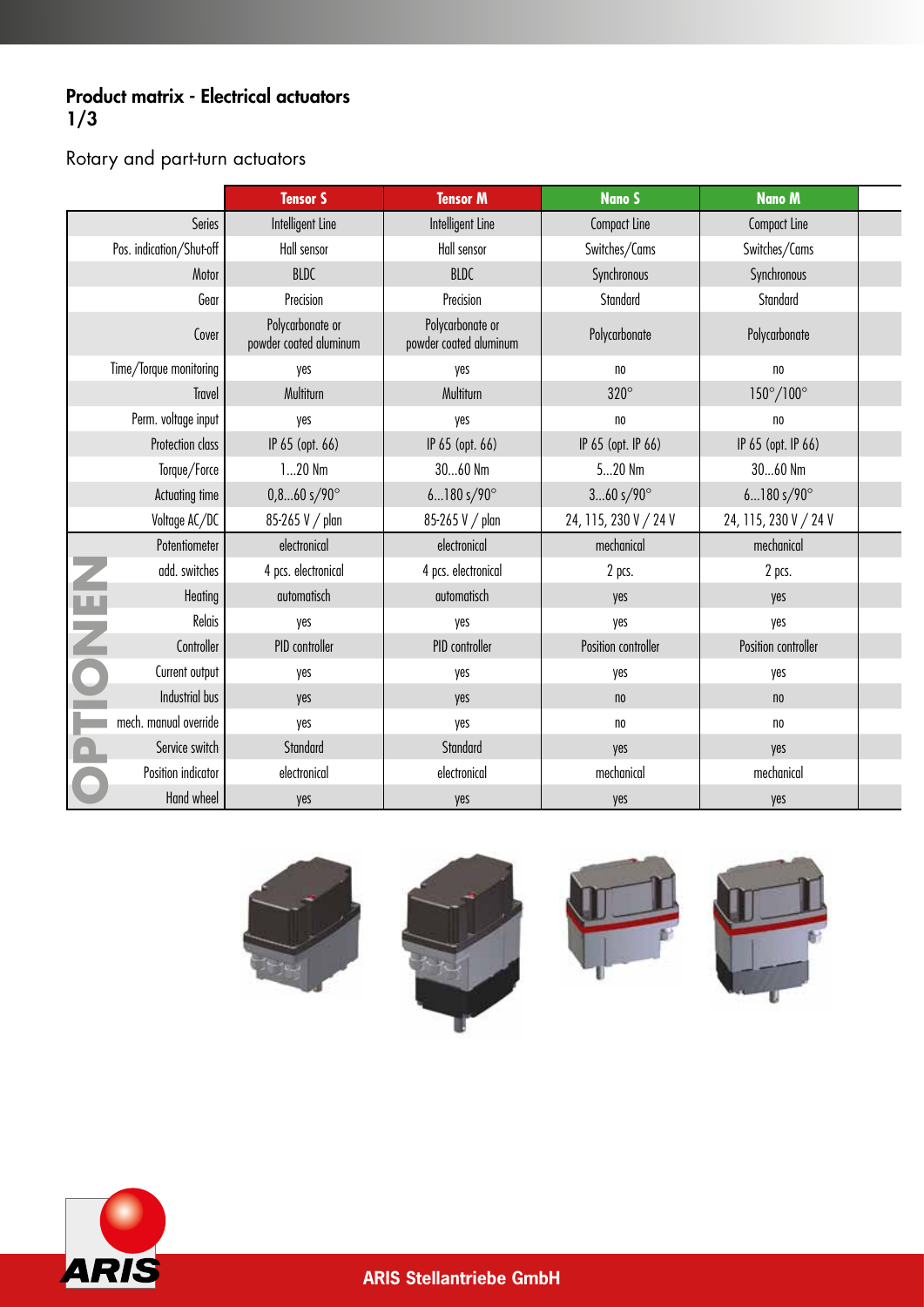## Product matrix - Electrical actuators 1/3

Rotary and part-turn actuators

| | Tensor S | Tensor M | Nano S | Nano M |
|---|---|---|---|---|
| Series | Intelligent Line | Intelligent Line | Compact Line | Compact Line |
| Pos. indication/Shut-off | Hall sensor | Hall sensor | Switches/Cams | Switches/Cams |
| Motor | BLDC | BLDC | Synchronous | Synchronous |
| Gear | Precision | Precision | Standard | Standard |
| Cover | Polycarbonate or powder coated aluminum | Polycarbonate or powder coated aluminum | Polycarbonate | Polycarbonate |
| Time/Torque monitoring | yes | yes | no | no |
| Travel | Multiturn | Multiturn | 320° | 150°/100° |
| Perm. voltage input | yes | yes | no | no |
| Protection class | IP 65 (opt. 66) | IP 65 (opt. 66) | IP 65 (opt. IP 66) | IP 65 (opt. IP 66) |
| Torque/Force | 1...20 Nm | 30...60 Nm | 5...20 Nm | 30...60 Nm |
| Actuating time | 0,8...60 s/90° | 6...180 s/90° | 3...60 s/90° | 6...180 s/90° |
| Voltage AC/DC | 85-265 V / plan | 85-265 V / plan | 24, 115, 230 V / 24 V | 24, 115, 230 V / 24 V |
| **OPTIONEN** | | | | |
| Potentiometer | electronical | electronical | mechanical | mechanical |
| add. switches | 4 pcs. electronical | 4 pcs. electronical | 2 pcs. | 2 pcs. |
| Heating | automatisch | automatisch | yes | yes |
| Relais | yes | yes | yes | yes |
| Controller | PID controller | PID controller | Position controller | Position controller |
| Current output | yes | yes | yes | yes |
| Industrial bus | yes | yes | no | no |
| mech. manual override | yes | yes | no | no |
| Service switch | Standard | Standard | yes | yes |
| Position indicator | electronical | electronical | mechanical | mechanical |
| Hand wheel | yes | yes | yes | yes |

ARIS Stellantriebe GmbH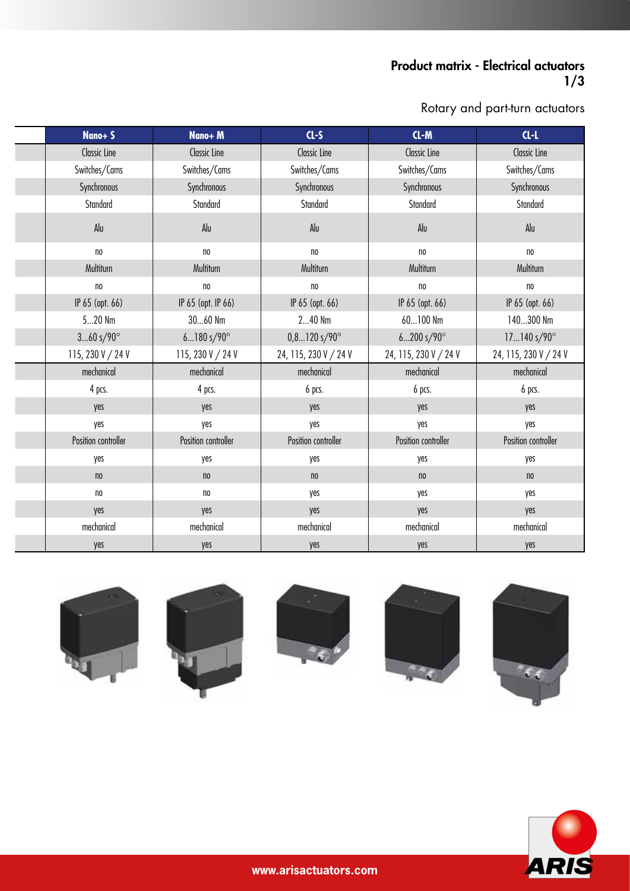## Product matrix - Electrical actuators 1/3

Rotary and part-turn actuators

| | Nano+ S | Nano+ M | CL-S | CL-M | CL-L |
|---|---|---|---|---|---|
| | Classic Line | Classic Line | Classic Line | Classic Line | Classic Line |
| | Switches/Cams | Switches/Cams | Switches/Cams | Switches/Cams | Switches/Cams |
| | Synchronous | Synchronous | Synchronous | Synchronous | Synchronous |
| | Standard | Standard | Standard | Standard | Standard |
| | Alu | Alu | Alu | Alu | Alu |
| | no | no | no | no | no |
| | Multiturn | Multiturn | Multiturn | Multiturn | Multiturn |
| | no | no | no | no | no |
| | IP 65 (opt. 66) | IP 65 (opt. IP 66) | IP 65 (opt. 66) | IP 65 (opt. 66) | IP 65 (opt. 66) |
| | 5...20 Nm | 30...60 Nm | 2...40 Nm | 60...100 Nm | 140...300 Nm |
| | 3...60 s/90° | 6...180 s/90° | 0,8...120 s/90° | 6...200 s/90° | 17...140 s/90° |
| | 115, 230 V / 24 V | 115, 230 V / 24 V | 24, 115, 230 V / 24 V | 24, 115, 230 V / 24 V | 24, 115, 230 V / 24 V |
| | mechanical | mechanical | mechanical | mechanical | mechanical |
| | 4 pcs. | 4 pcs. | 6 pcs. | 6 pcs. | 6 pcs. |
| | yes | yes | yes | yes | yes |
| | yes | yes | yes | yes | yes |
| | Position controller | Position controller | Position controller | Position controller | Position controller |
| | yes | yes | yes | yes | yes |
| | no | no | no | no | no |
| | no | no | yes | yes | yes |
| | yes | yes | yes | yes | yes |
| | mechanical | mechanical | mechanical | mechanical | mechanical |
| | yes | yes | yes | yes | yes |

www.arisactuators.com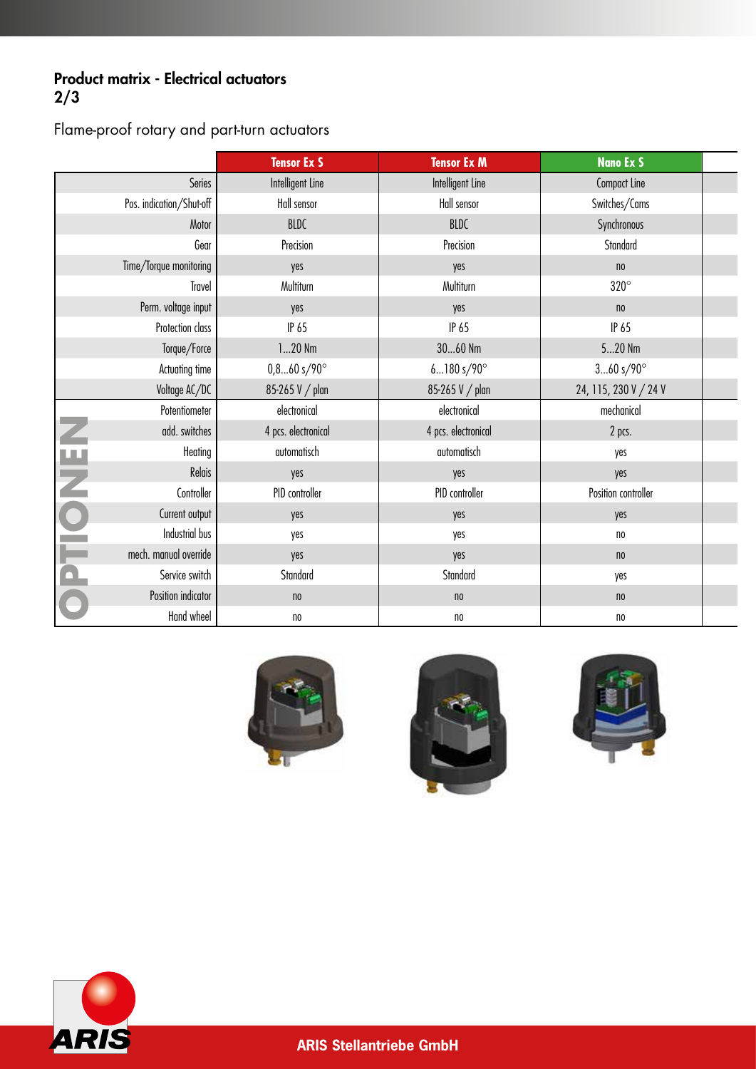**Product matrix - Electrical actuators**
**2/3**

Flame-proof rotary and part-turn actuators

| | Tensor Ex S | Tensor Ex M | Nano Ex S | |
|---|---|---|---|---|
| Series | Intelligent Line | Intelligent Line | Compact Line | |
| Pos. indication/Shut-off | Hall sensor | Hall sensor | Switches/Cams | |
| Motor | BLDC | BLDC | Synchronous | |
| Gear | Precision | Precision | Standard | |
| Time/Torque monitoring | yes | yes | no | |
| Travel | Multiturn | Multiturn | 320° | |
| Perm. voltage input | yes | yes | no | |
| Protection class | IP 65 | IP 65 | IP 65 | |
| Torque/Force | 1...20 Nm | 30...60 Nm | 5...20 Nm | |
| Actuating time | 0,8...60 s/90° | 6...180 s/90° | 3...60 s/90° | |
| Voltage AC/DC | 85-265 V / plan | 85-265 V / plan | 24, 115, 230 V / 24 V | |
| **OPTIONEN** | | | | |
| Potentiometer | electronical | electronical | mechanical | |
| add. switches | 4 pcs. electronical | 4 pcs. electronical | 2 pcs. | |
| Heating | automatisch | automatisch | yes | |
| Relais | yes | yes | yes | |
| Controller | PID controller | PID controller | Position controller | |
| Current output | yes | yes | yes | |
| Industrial bus | yes | yes | no | |
| mech. manual override | yes | yes | no | |
| Service switch | Standard | Standard | yes | |
| Position indicator | no | no | no | |
| Hand wheel | no | no | no | |

ARIS Stellantriebe GmbH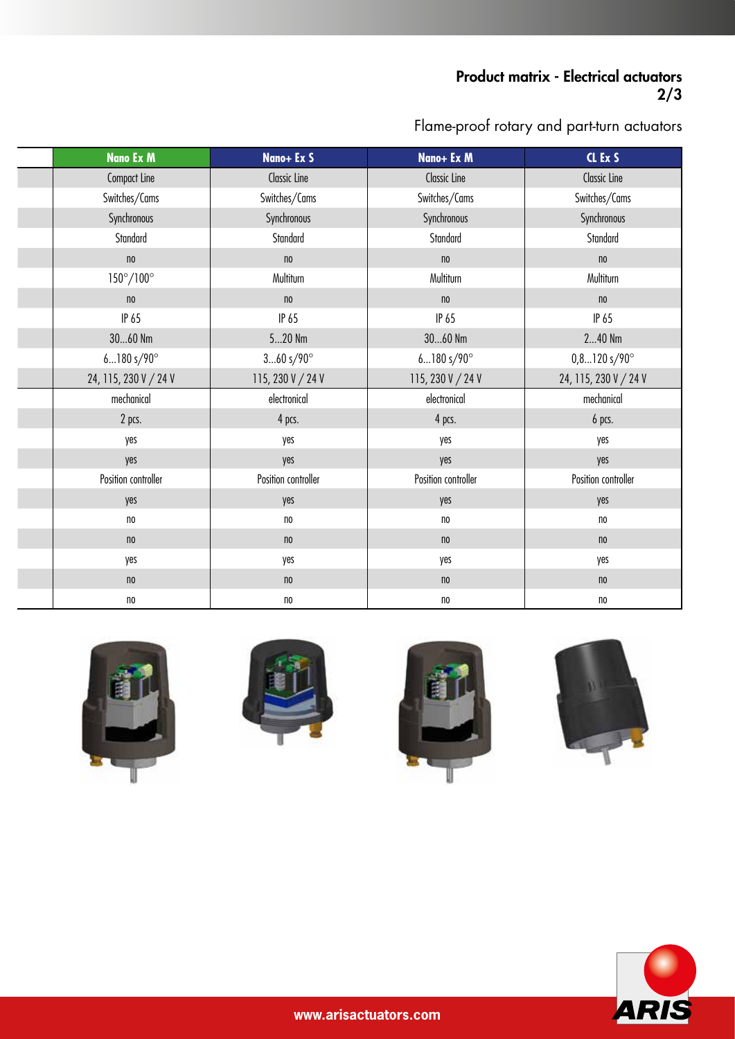## Product matrix - Electrical actuators 2/3

Flame-proof rotary and part-turn actuators

| | Nano Ex M | Nano+ Ex S | Nano+ Ex M | CL Ex S |
|---|---|---|---|---|
| | Compact Line | Classic Line | Classic Line | Classic Line |
| | Switches/Cams | Switches/Cams | Switches/Cams | Switches/Cams |
| | Synchronous | Synchronous | Synchronous | Synchronous |
| | Standard | Standard | Standard | Standard |
| | no | no | no | no |
| | 150°/100° | Multiturn | Multiturn | Multiturn |
| | no | no | no | no |
| | IP 65 | IP 65 | IP 65 | IP 65 |
| | 30...60 Nm | 5...20 Nm | 30...60 Nm | 2...40 Nm |
| | 6...180 s/90° | 3...60 s/90° | 6...180 s/90° | 0,8...120 s/90° |
| | 24, 115, 230 V / 24 V | 115, 230 V / 24 V | 115, 230 V / 24 V | 24, 115, 230 V / 24 V |
| | mechanical | electronical | electronical | mechanical |
| | 2 pcs. | 4 pcs. | 4 pcs. | 6 pcs. |
| | yes | yes | yes | yes |
| | yes | yes | yes | yes |
| | Position controller | Position controller | Position controller | Position controller |
| | yes | yes | yes | yes |
| | no | no | no | no |
| | no | no | no | no |
| | yes | yes | yes | yes |
| | no | no | no | no |
| | no | no | no | no |

www.arisactuators.com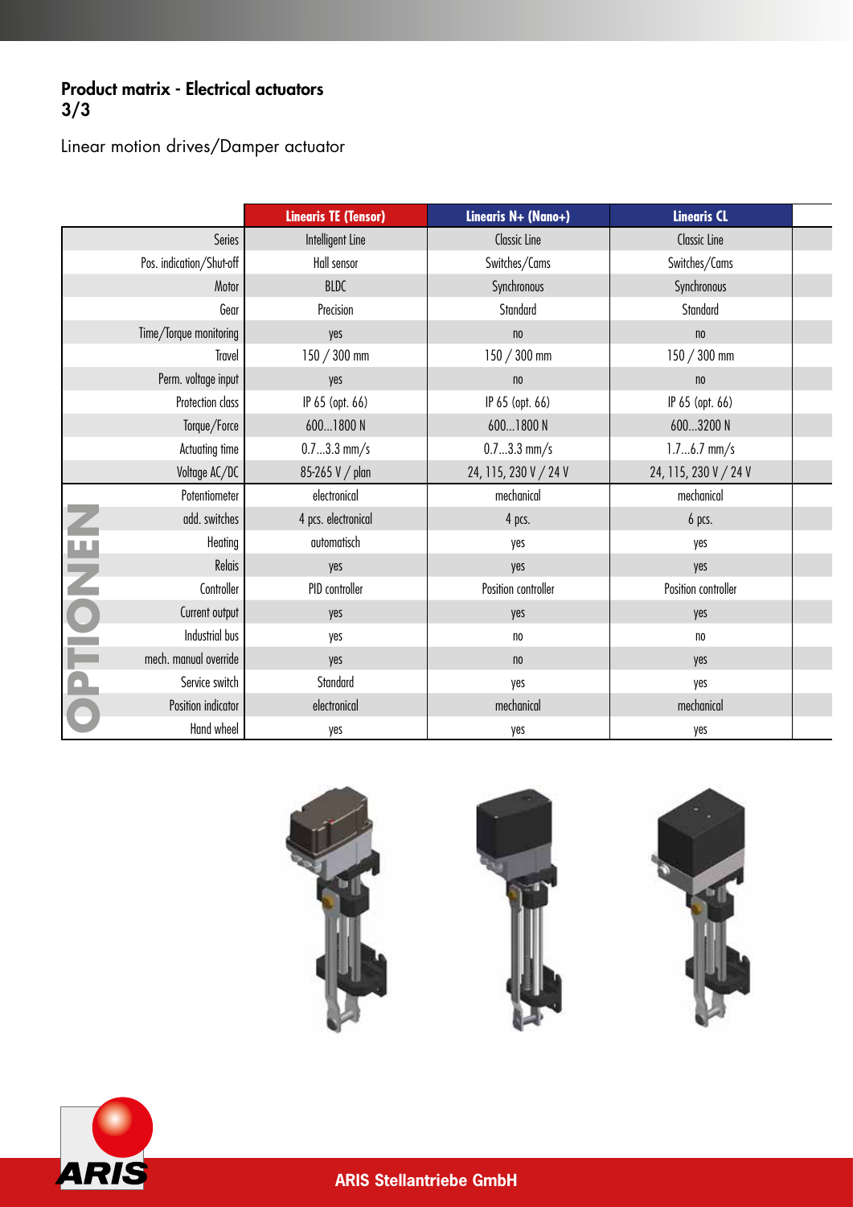## Product matrix - Electrical actuators 3/3

Linear motion drives/Damper actuator

| | | Linearis TE (Tensor) | Linearis N+ (Nano+) | Linearis CL |
|---|---|---|---|---|
| | Series | Intelligent Line | Classic Line | Classic Line |
| | Pos. indication/Shut-off | Hall sensor | Switches/Cams | Switches/Cams |
| | Motor | BLDC | Synchronous | Synchronous |
| | Gear | Precision | Standard | Standard |
| | Time/Torque monitoring | yes | no | no |
| | Travel | 150 / 300 mm | 150 / 300 mm | 150 / 300 mm |
| | Perm. voltage input | yes | no | no |
| | Protection class | IP 65 (opt. 66) | IP 65 (opt. 66) | IP 65 (opt. 66) |
| | Torque/Force | 600...1800 N | 600...1800 N | 600...3200 N |
| | Actuating time | 0.7...3.3 mm/s | 0.7...3.3 mm/s | 1.7...6.7 mm/s |
| | Voltage AC/DC | 85-265 V / plan | 24, 115, 230 V / 24 V | 24, 115, 230 V / 24 V |
| OPTIONEN | Potentiometer | electronical | mechanical | mechanical |
| | add. switches | 4 pcs. electronical | 4 pcs. | 6 pcs. |
| | Heating | automatisch | yes | yes |
| | Relais | yes | yes | yes |
| | Controller | PID controller | Position controller | Position controller |
| | Current output | yes | yes | yes |
| | Industrial bus | yes | no | no |
| | mech. manual override | yes | no | yes |
| | Service switch | Standard | yes | yes |
| | Position indicator | electronical | mechanical | mechanical |
| | Hand wheel | yes | yes | yes |

ARIS Stellantriebe GmbH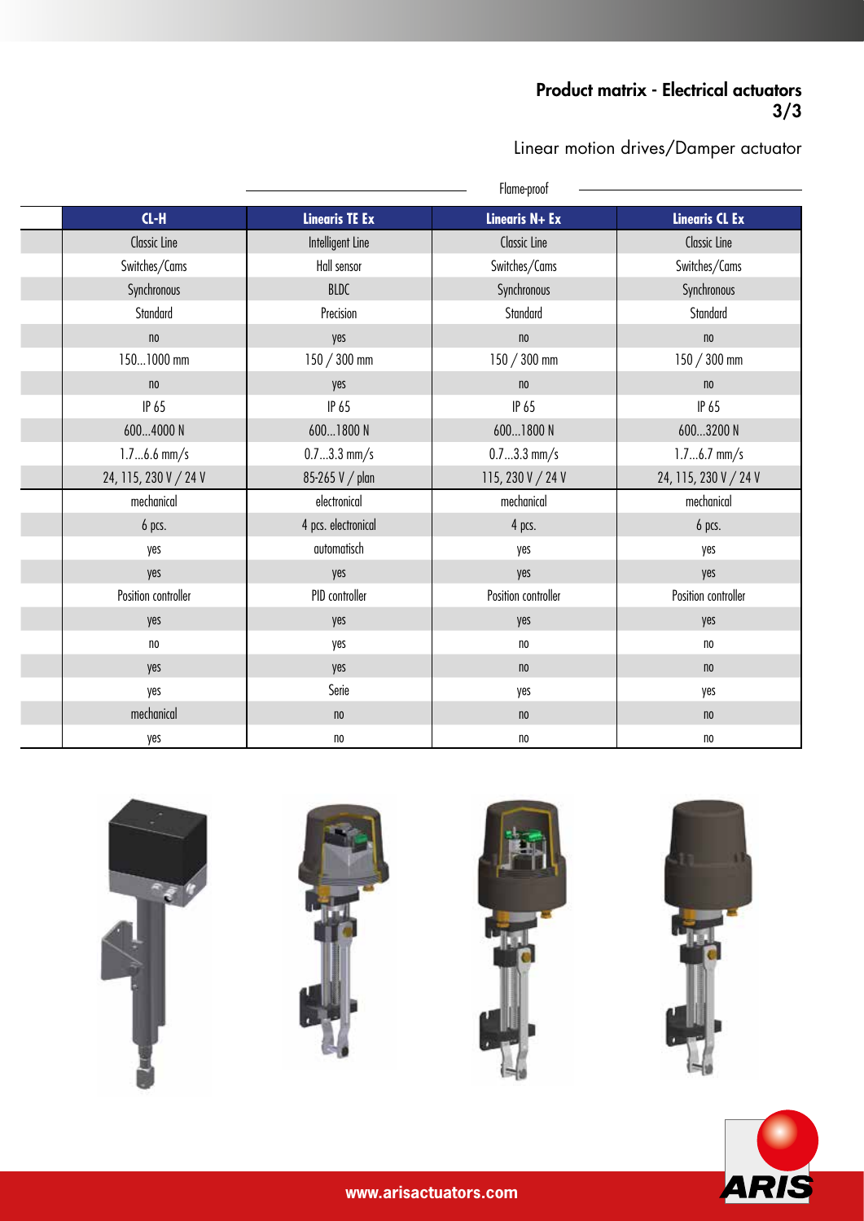## Product matrix - Electrical actuators 3/3

Linear motion drives/Damper actuator

| | | Flame-proof | | |
|---|---|---|---|---|
| | CL-H | Linearis TE Ex | Linearis N+ Ex | Linearis CL Ex |
| | Classic Line | Intelligent Line | Classic Line | Classic Line |
| | Switches/Cams | Hall sensor | Switches/Cams | Switches/Cams |
| | Synchronous | BLDC | Synchronous | Synchronous |
| | Standard | Precision | Standard | Standard |
| | no | yes | no | no |
| | 150...1000 mm | 150 / 300 mm | 150 / 300 mm | 150 / 300 mm |
| | no | yes | no | no |
| | IP 65 | IP 65 | IP 65 | IP 65 |
| | 600...4000 N | 600...1800 N | 600...1800 N | 600...3200 N |
| | 1.7...6.6 mm/s | 0.7...3.3 mm/s | 0.7...3.3 mm/s | 1.7...6.7 mm/s |
| | 24, 115, 230 V / 24 V | 85-265 V / plan | 115, 230 V / 24 V | 24, 115, 230 V / 24 V |
| | mechanical | electronical | mechanical | mechanical |
| | 6 pcs. | 4 pcs. electronical | 4 pcs. | 6 pcs. |
| | yes | automatisch | yes | yes |
| | yes | yes | yes | yes |
| | Position controller | PID controller | Position controller | Position controller |
| | yes | yes | yes | yes |
| | no | yes | no | no |
| | yes | yes | no | no |
| | yes | Serie | yes | yes |
| | mechanical | no | no | no |
| | yes | no | no | no |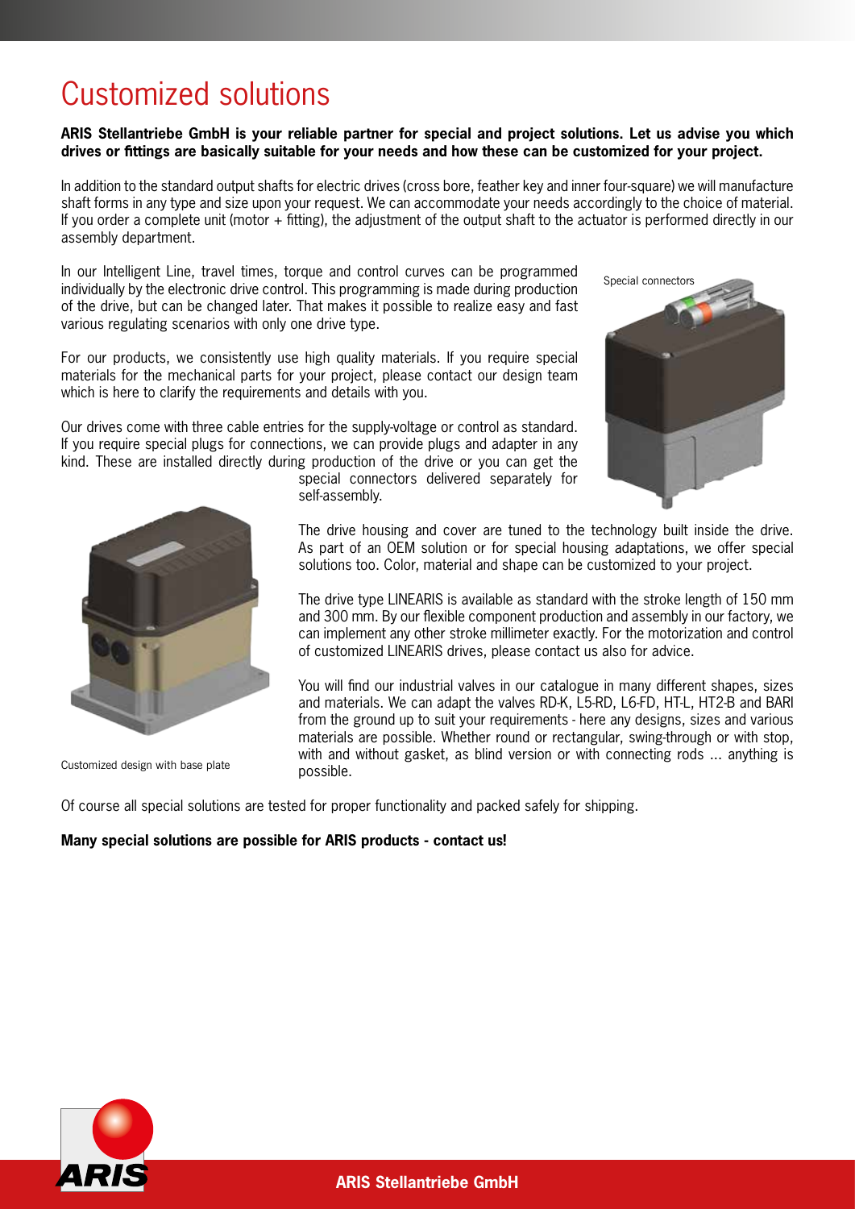# Customized solutions

**ARIS Stellantriebe GmbH is your reliable partner for special and project solutions. Let us advise you which drives or fittings are basically suitable for your needs and how these can be customized for your project.**

In addition to the standard output shafts for electric drives (cross bore, feather key and inner four-square) we will manufacture shaft forms in any type and size upon your request. We can accommodate your needs accordingly to the choice of material. If you order a complete unit (motor + fitting), the adjustment of the output shaft to the actuator is performed directly in our assembly department.

In our Intelligent Line, travel times, torque and control curves can be programmed individually by the electronic drive control. This programming is made during production of the drive, but can be changed later. That makes it possible to realize easy and fast various regulating scenarios with only one drive type.

For our products, we consistently use high quality materials. If you require special materials for the mechanical parts for your project, please contact our design team which is here to clarify the requirements and details with you.

Our drives come with three cable entries for the supply-voltage or control as standard. If you require special plugs for connections, we can provide plugs and adapter in any kind. These are installed directly during production of the drive or you can get the special connectors delivered separately for self-assembly.

Special connectors

The drive housing and cover are tuned to the technology built inside the drive. As part of an OEM solution or for special housing adaptations, we offer special solutions too. Color, material and shape can be customized to your project.

The drive type LINEARIS is available as standard with the stroke length of 150 mm and 300 mm. By our flexible component production and assembly in our factory, we can implement any other stroke millimeter exactly. For the motorization and control of customized LINEARIS drives, please contact us also for advice.

You will find our industrial valves in our catalogue in many different shapes, sizes and materials. We can adapt the valves RD-K, L5-RD, L6-FD, HT-L, HT2-B and BARI from the ground up to suit your requirements - here any designs, sizes and various materials are possible. Whether round or rectangular, swing-through or with stop, with and without gasket, as blind version or with connecting rods ... anything is possible.

Customized design with base plate

Of course all special solutions are tested for proper functionality and packed safely for shipping.

**Many special solutions are possible for ARIS products - contact us!**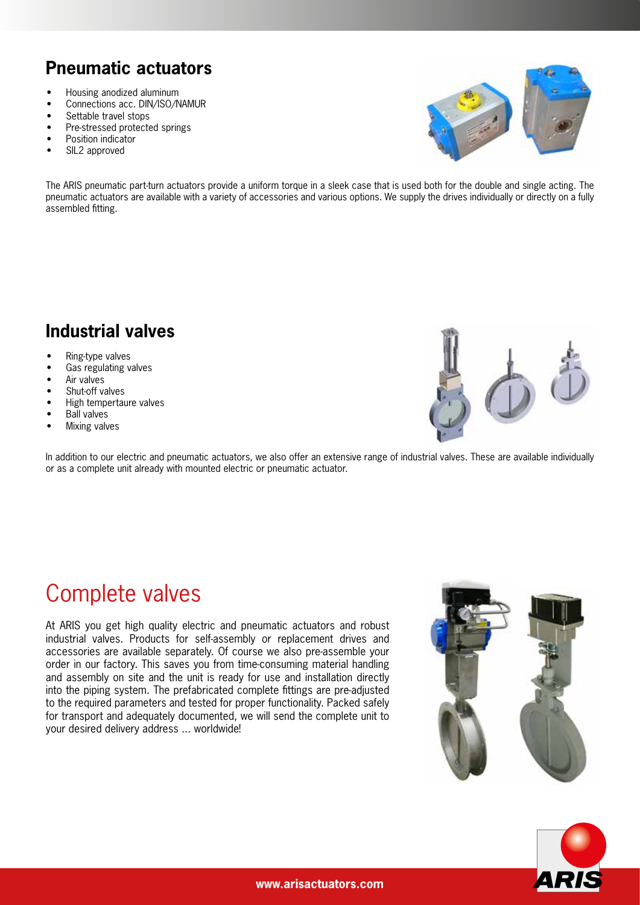## Pneumatic actuators

- Housing anodized aluminum
- Connections acc. DIN/ISO/NAMUR
- Settable travel stops
- Pre-stressed protected springs
- Position indicator
- SIL2 approved

The ARIS pneumatic part-turn actuators provide a uniform torque in a sleek case that is used both for the double and single acting. The pneumatic actuators are available with a variety of accessories and various options. We supply the drives individually or directly on a fully assembled fitting.

## Industrial valves

- Ring-type valves
- Gas regulating valves
- Air valves
- Shut-off valves
- High tempertaure valves
- Ball valves
- Mixing valves

In addition to our electric and pneumatic actuators, we also offer an extensive range of industrial valves. These are available individually or as a complete unit already with mounted electric or pneumatic actuator.

# Complete valves

At ARIS you get high quality electric and pneumatic actuators and robust industrial valves. Products for self-assembly or replacement drives and accessories are available separately. Of course we also pre-assemble your order in our factory. This saves you from time-consuming material handling and assembly on site and the unit is ready for use and installation directly into the piping system. The prefabricated complete fittings are pre-adjusted to the required parameters and tested for proper functionality. Packed safely for transport and adequately documented, we will send the complete unit to your desired delivery address ... worldwide!

www.arisactuators.com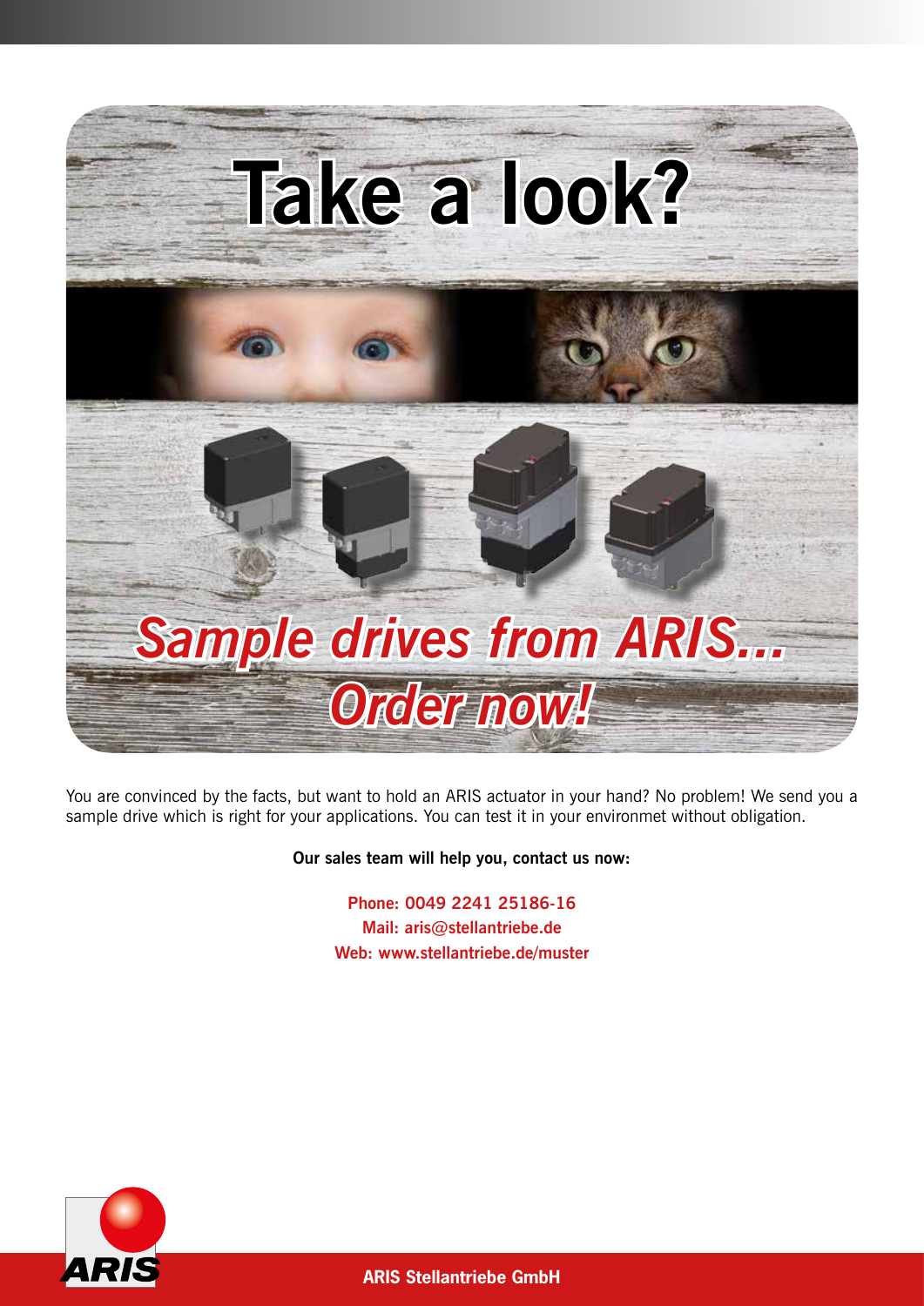# Take a look?

## *Sample drives from ARIS... Order now!*

You are convinced by the facts, but want to hold an ARIS actuator in your hand? No problem! We send you a sample drive which is right for your applications. You can test it in your environmet without obligation.

**Our sales team will help you, contact us now:**

**Phone: 0049 2241 25186-16**
**Mail: aris@stellantriebe.de**
**Web: www.stellantriebe.de/muster**

ARIS

**ARIS Stellantriebe GmbH**